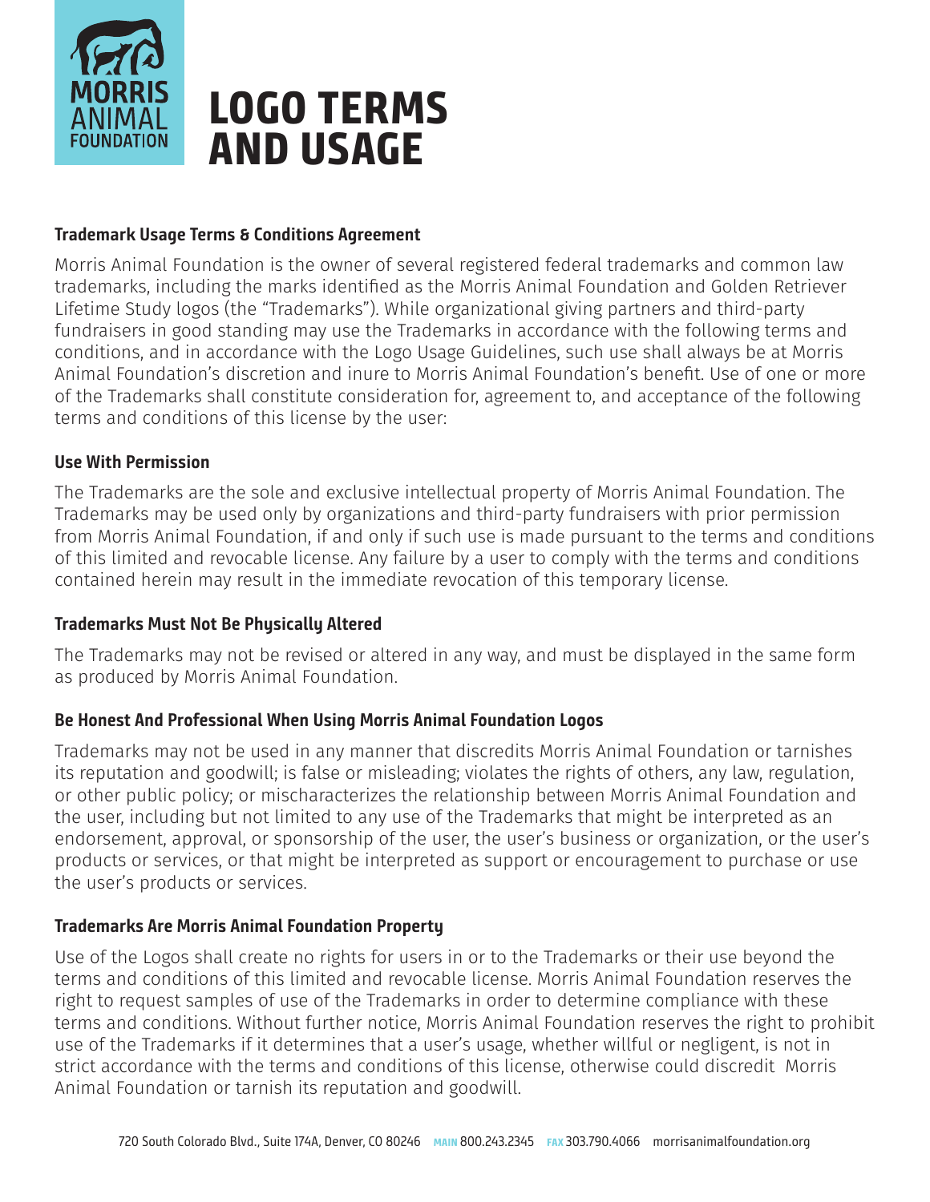MORRIS ANIMAL FOUNDATION

# LOGO TERMS AND USAGE

## Trademark Usage Terms & Conditions Agreement

Morris Animal Foundation is the owner of several registered federal trademarks and common law trademarks, including the marks identified as the Morris Animal Foundation and Golden Retriever Lifetime Study logos (the "Trademarks"). While organizational giving partners and third-party fundraisers in good standing may use the Trademarks in accordance with the following terms and conditions, and in accordance with the Logo Usage Guidelines, such use shall always be at Morris Animal Foundation's discretion and inure to Morris Animal Foundation's benefit. Use of one or more of the Trademarks shall constitute consideration for, agreement to, and acceptance of the following terms and conditions of this license by the user:

## Use With Permission

The Trademarks are the sole and exclusive intellectual property of Morris Animal Foundation. The Trademarks may be used only by organizations and third-party fundraisers with prior permission from Morris Animal Foundation, if and only if such use is made pursuant to the terms and conditions of this limited and revocable license. Any failure by a user to comply with the terms and conditions contained herein may result in the immediate revocation of this temporary license.

## Trademarks Must Not Be Physically Altered

The Trademarks may not be revised or altered in any way, and must be displayed in the same form as produced by Morris Animal Foundation.

## Be Honest And Professional When Using Morris Animal Foundation Logos

Trademarks may not be used in any manner that discredits Morris Animal Foundation or tarnishes its reputation and goodwill; is false or misleading; violates the rights of others, any law, regulation, or other public policy; or mischaracterizes the relationship between Morris Animal Foundation and the user, including but not limited to any use of the Trademarks that might be interpreted as an endorsement, approval, or sponsorship of the user, the user's business or organization, or the user's products or services, or that might be interpreted as support or encouragement to purchase or use the user's products or services.

## Trademarks Are Morris Animal Foundation Property

Use of the Logos shall create no rights for users in or to the Trademarks or their use beyond the terms and conditions of this limited and revocable license. Morris Animal Foundation reserves the right to request samples of use of the Trademarks in order to determine compliance with these terms and conditions. Without further notice, Morris Animal Foundation reserves the right to prohibit use of the Trademarks if it determines that a user's usage, whether willful or negligent, is not in strict accordance with the terms and conditions of this license, otherwise could discredit Morris Animal Foundation or tarnish its reputation and goodwill.

720 South Colorado Blvd., Suite 174A, Denver, CO 80246 MAIN 800.243.2345 FAX 303.790.4066 morrisanimalfoundation.org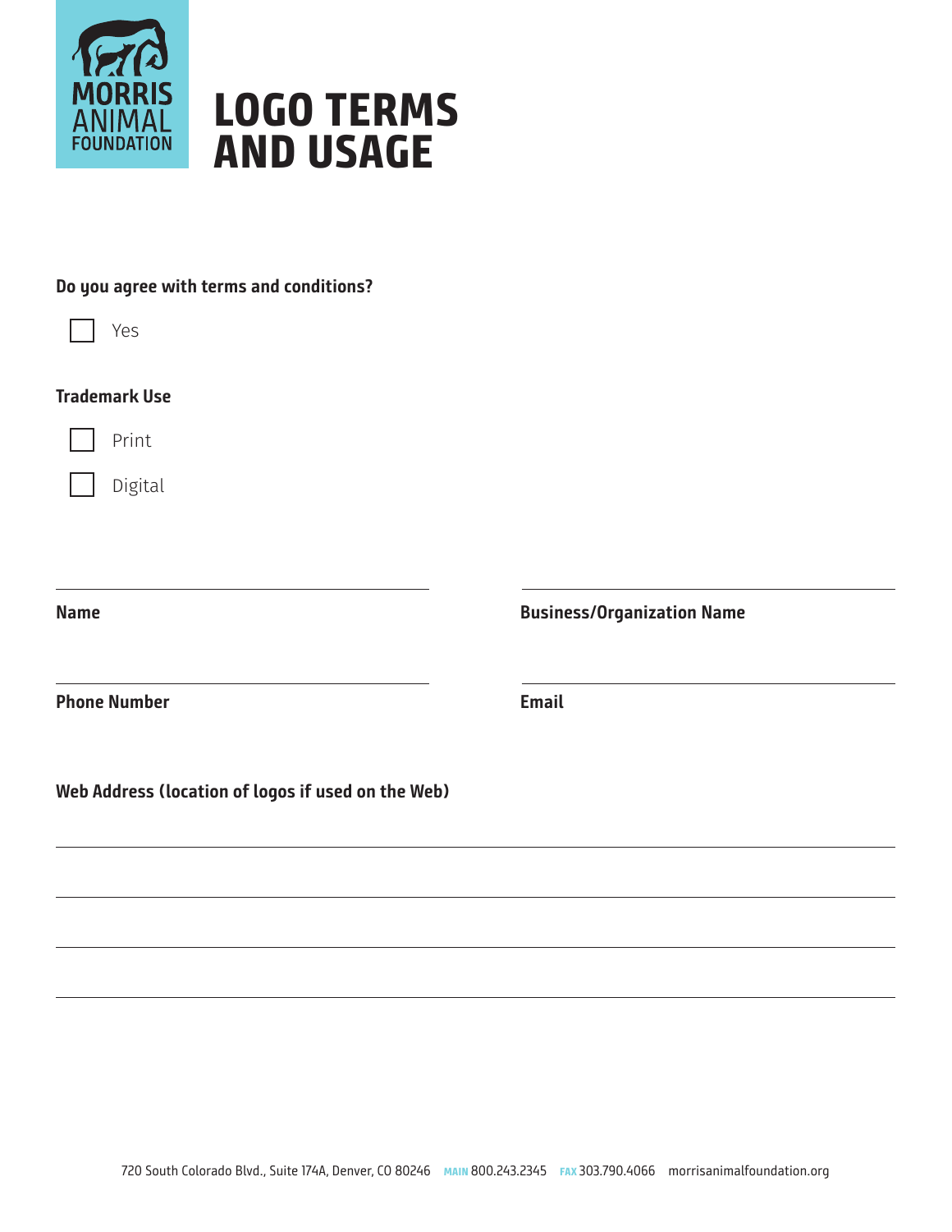MORRIS ANIMAL FOUNDATION

# LOGO TERMS AND USAGE

**Do you agree with terms and conditions?**

☐ Yes

**Trademark Use**

☐ Print

☐ Digital

______________________________

**Name**

______________________________

**Business/Organization Name**

______________________________

**Phone Number**

______________________________

**Email**

**Web Address (location of logos if used on the Web)**

______________________________

______________________________

______________________________

______________________________

720 South Colorado Blvd., Suite 174A, Denver, CO 80246 MAIN 800.243.2345 FAX 303.790.4066 morrisanimalfoundation.org